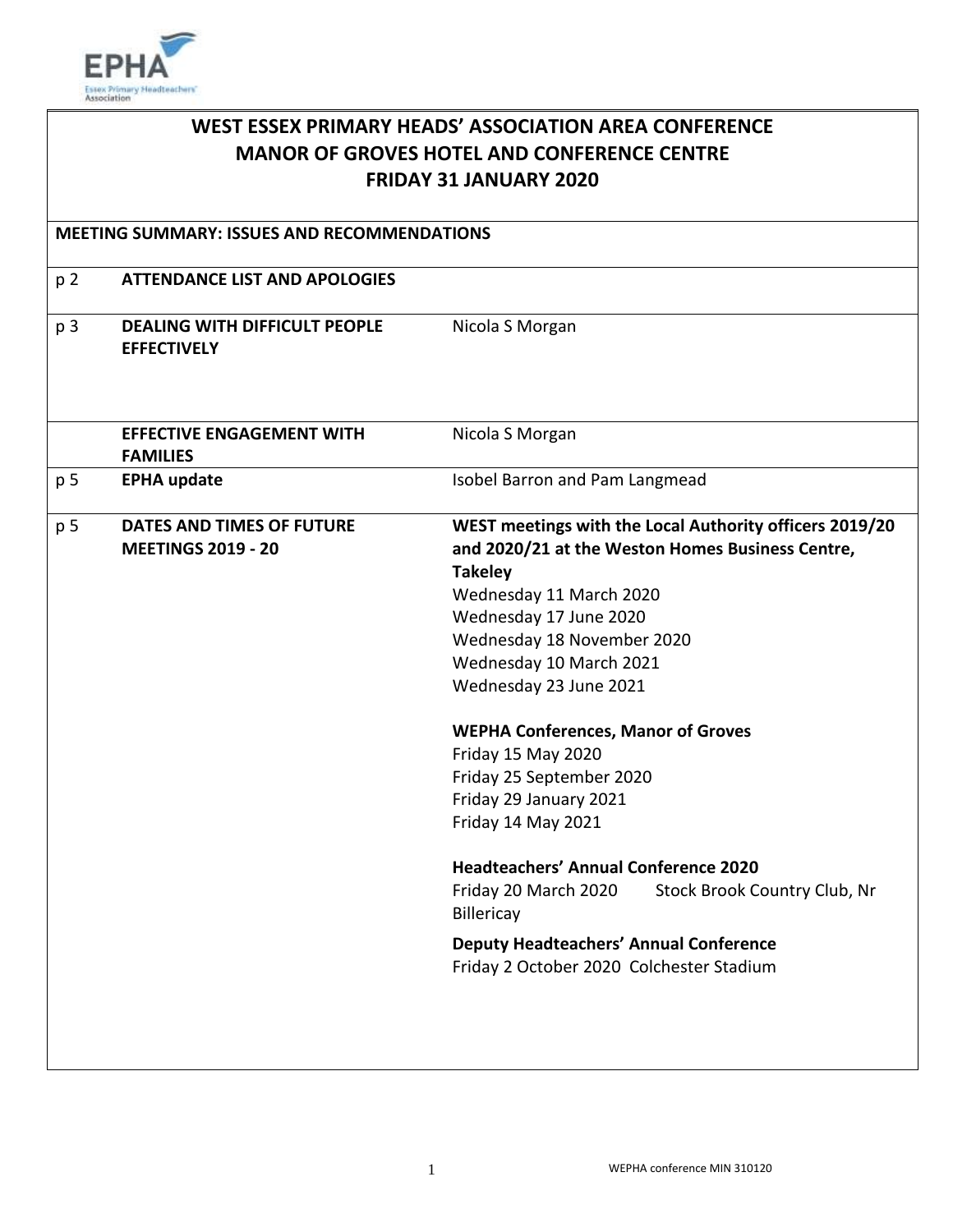# WEST ESSEX PRIMARY HEADS' ASSOCIATION AREA CONFERENCE
# MANOR OF GROVES HOTEL AND CONFERENCE CENTRE
# FRIDAY 31 JANUARY 2020

**MEETING SUMMARY: ISSUES AND RECOMMENDATIONS**

| | | |
|---|---|---|
| p 2 | **ATTENDANCE LIST AND APOLOGIES** | |
| p 3 | **DEALING WITH DIFFICULT PEOPLE EFFECTIVELY** | Nicola S Morgan |
| | **EFFECTIVE ENGAGEMENT WITH FAMILIES** | Nicola S Morgan |
| p 5 | **EPHA update** | Isobel Barron and Pam Langmead |
| p 5 | **DATES AND TIMES OF FUTURE MEETINGS 2019 - 20** | **WEST meetings with the Local Authority officers 2019/20 and 2020/21 at the Weston Homes Business Centre, Takeley**<br>Wednesday 11 March 2020<br>Wednesday 17 June 2020<br>Wednesday 18 November 2020<br>Wednesday 10 March 2021<br>Wednesday 23 June 2021<br><br>**WEPHA Conferences, Manor of Groves**<br>Friday 15 May 2020<br>Friday 25 September 2020<br>Friday 29 January 2021<br>Friday 14 May 2021<br><br>**Headteachers' Annual Conference 2020**<br>Friday 20 March 2020 Stock Brook Country Club, Nr Billericay<br><br>**Deputy Headteachers' Annual Conference**<br>Friday 2 October 2020 Colchester Stadium |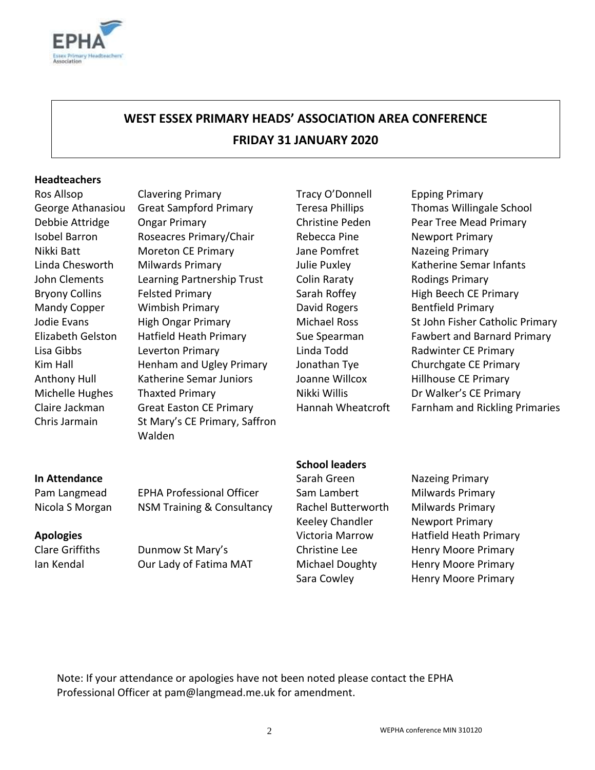**WEST ESSEX PRIMARY HEADS' ASSOCIATION AREA CONFERENCE**

**FRIDAY 31 JANUARY 2020**

**Headteachers**

| | |
|---|---|
| Ros Allsop | Clavering Primary |
| George Athanasiou | Great Sampford Primary |
| Debbie Attridge | Ongar Primary |
| Isobel Barron | Roseacres Primary/Chair |
| Nikki Batt | Moreton CE Primary |
| Linda Chesworth | Milwards Primary |
| John Clements | Learning Partnership Trust |
| Bryony Collins | Felsted Primary |
| Mandy Copper | Wimbish Primary |
| Jodie Evans | High Ongar Primary |
| Elizabeth Gelston | Hatfield Heath Primary |
| Lisa Gibbs | Leverton Primary |
| Kim Hall | Henham and Ugley Primary |
| Anthony Hull | Katherine Semar Juniors |
| Michelle Hughes | Thaxted Primary |
| Claire Jackman | Great Easton CE Primary |
| Chris Jarmain | St Mary's CE Primary, Saffron Walden |
| Tracy O'Donnell | Epping Primary |
| Teresa Phillips | Thomas Willingale School |
| Christine Peden | Pear Tree Mead Primary |
| Rebecca Pine | Newport Primary |
| Jane Pomfret | Nazeing Primary |
| Julie Puxley | Katherine Semar Infants |
| Colin Raraty | Rodings Primary |
| Sarah Roffey | High Beech CE Primary |
| David Rogers | Bentfield Primary |
| Michael Ross | St John Fisher Catholic Primary |
| Sue Spearman | Fawbert and Barnard Primary |
| Linda Todd | Radwinter CE Primary |
| Jonathan Tye | Churchgate CE Primary |
| Joanne Willcox | Hillhouse CE Primary |
| Nikki Willis | Dr Walker's CE Primary |
| Hannah Wheatcroft | Farnham and Rickling Primaries |

**In Attendance**

| | |
|---|---|
| Pam Langmead | EPHA Professional Officer |
| Nicola S Morgan | NSM Training & Consultancy |

**Apologies**

| | |
|---|---|
| Clare Griffiths | Dunmow St Mary's |
| Ian Kendal | Our Lady of Fatima MAT |

**School leaders**

| | |
|---|---|
| Sarah Green | Nazeing Primary |
| Sam Lambert | Milwards Primary |
| Rachel Butterworth | Milwards Primary |
| Keeley Chandler | Newport Primary |
| Victoria Marrow | Hatfield Heath Primary |
| Christine Lee | Henry Moore Primary |
| Michael Doughty | Henry Moore Primary |
| Sara Cowley | Henry Moore Primary |

Note: If your attendance or apologies have not been noted please contact the EPHA Professional Officer at pam@langmead.me.uk for amendment.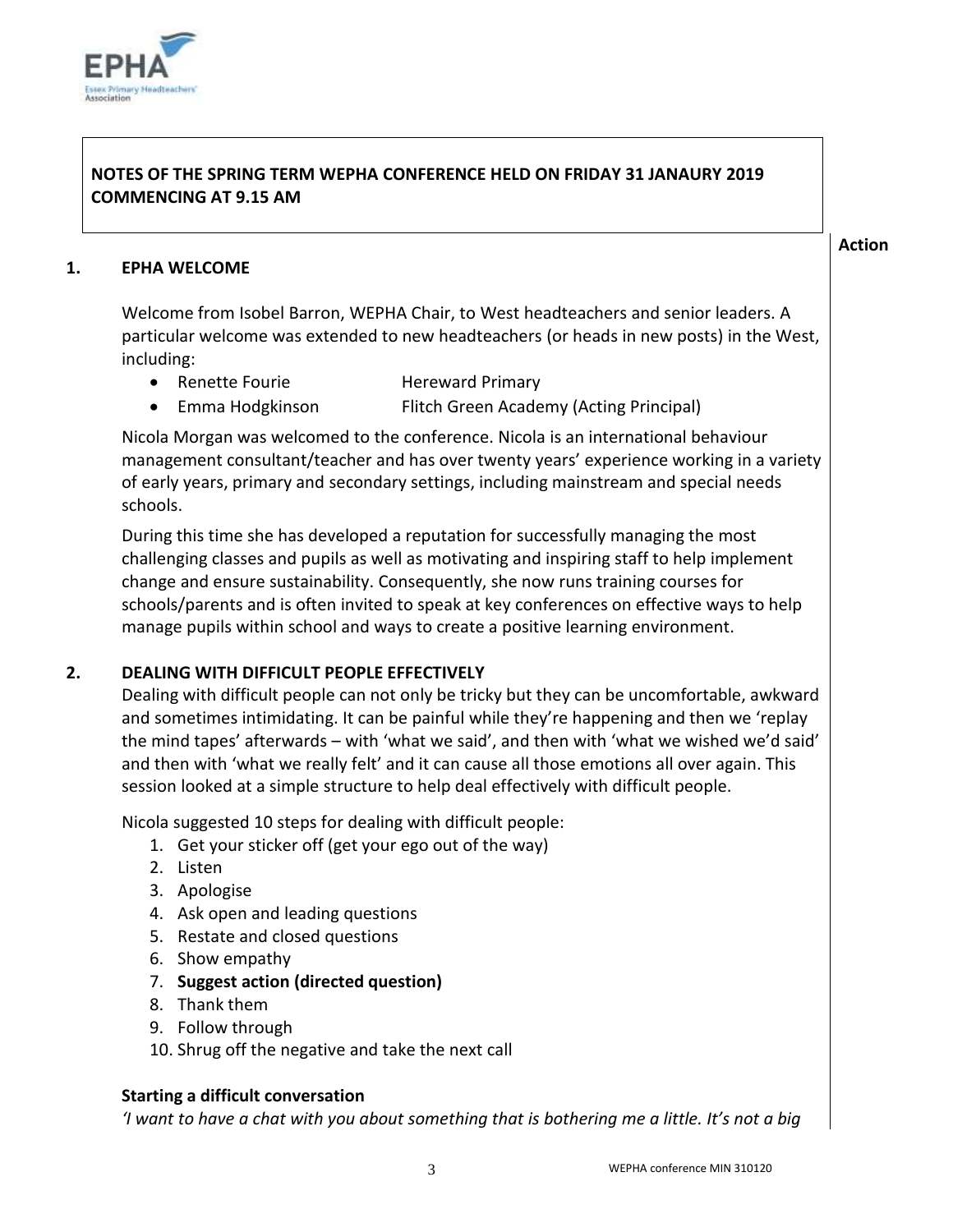**NOTES OF THE SPRING TERM WEPHA CONFERENCE HELD ON FRIDAY 31 JANAURY 2019 COMMENCING AT 9.15 AM**

**Action**

## 1. EPHA WELCOME

Welcome from Isobel Barron, WEPHA Chair, to West headteachers and senior leaders. A particular welcome was extended to new headteachers (or heads in new posts) in the West, including:

- Renette Fourie — Hereward Primary
- Emma Hodgkinson — Flitch Green Academy (Acting Principal)

Nicola Morgan was welcomed to the conference. Nicola is an international behaviour management consultant/teacher and has over twenty years' experience working in a variety of early years, primary and secondary settings, including mainstream and special needs schools.

During this time she has developed a reputation for successfully managing the most challenging classes and pupils as well as motivating and inspiring staff to help implement change and ensure sustainability. Consequently, she now runs training courses for schools/parents and is often invited to speak at key conferences on effective ways to help manage pupils within school and ways to create a positive learning environment.

## 2. DEALING WITH DIFFICULT PEOPLE EFFECTIVELY

Dealing with difficult people can not only be tricky but they can be uncomfortable, awkward and sometimes intimidating. It can be painful while they're happening and then we 'replay the mind tapes' afterwards – with 'what we said', and then with 'what we wished we'd said' and then with 'what we really felt' and it can cause all those emotions all over again. This session looked at a simple structure to help deal effectively with difficult people.

Nicola suggested 10 steps for dealing with difficult people:

1. Get your sticker off (get your ego out of the way)
2. Listen
3. Apologise
4. Ask open and leading questions
5. Restate and closed questions
6. Show empathy
7. **Suggest action (directed question)**
8. Thank them
9. Follow through
10. Shrug off the negative and take the next call

**Starting a difficult conversation**

*'I want to have a chat with you about something that is bothering me a little. It's not a big*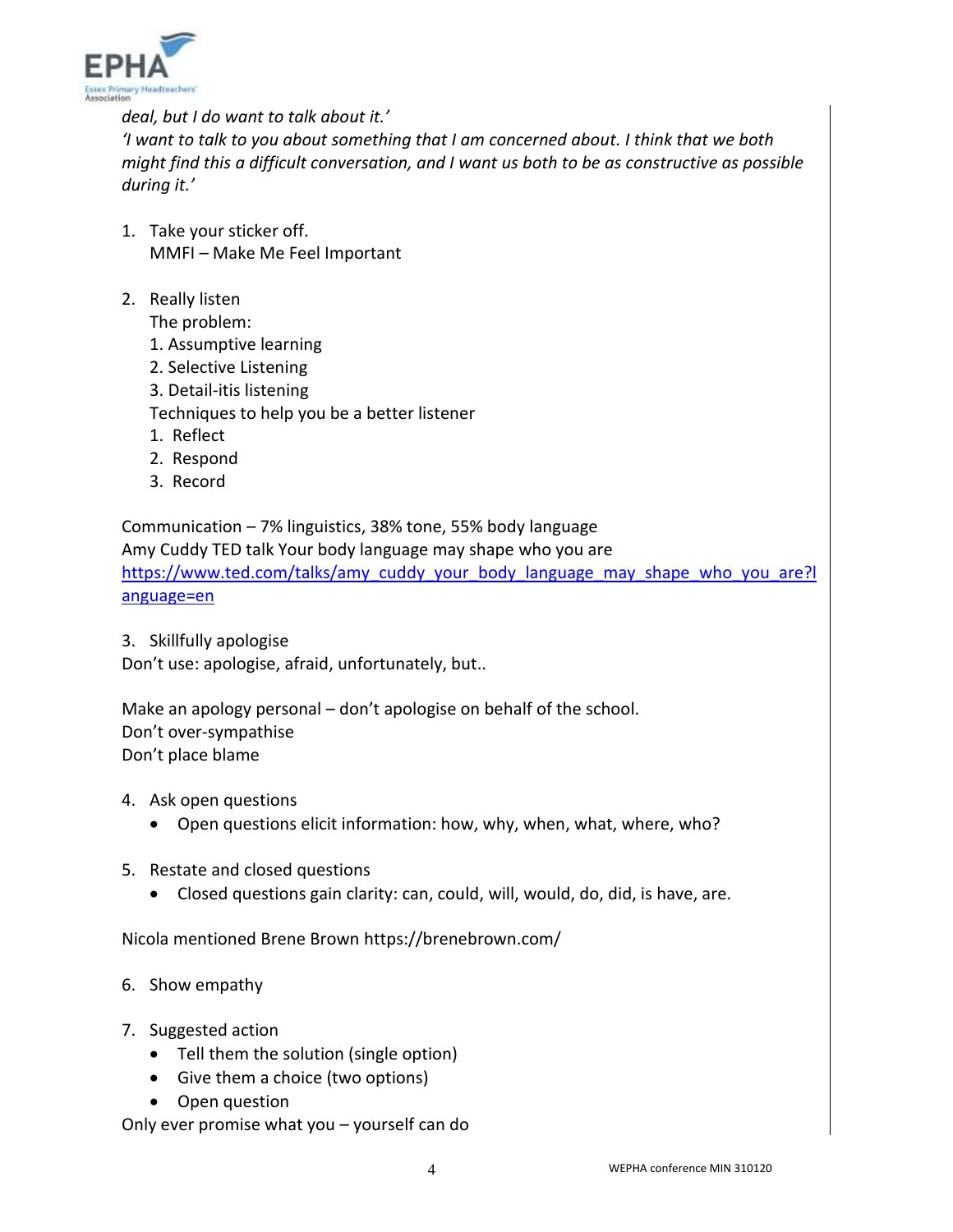*deal, but I do want to talk about it.'*
*'I want to talk to you about something that I am concerned about. I think that we both might find this a difficult conversation, and I want us both to be as constructive as possible during it.'*

1. Take your sticker off.
   MMFI – Make Me Feel Important

2. Really listen
   The problem:
   1. Assumptive learning
   2. Selective Listening
   3. Detail-itis listening
   Techniques to help you be a better listener
   1. Reflect
   2. Respond
   3. Record

Communication – 7% linguistics, 38% tone, 55% body language
Amy Cuddy TED talk Your body language may shape who you are
[https://www.ted.com/talks/amy_cuddy_your_body_language_may_shape_who_you_are?language=en](https://www.ted.com/talks/amy_cuddy_your_body_language_may_shape_who_you_are?language=en)

3. Skillfully apologise

Don't use: apologise, afraid, unfortunately, but..

Make an apology personal – don't apologise on behalf of the school.
Don't over-sympathise
Don't place blame

4. Ask open questions
   - Open questions elicit information: how, why, when, what, where, who?

5. Restate and closed questions
   - Closed questions gain clarity: can, could, will, would, do, did, is have, are.

Nicola mentioned Brene Brown https://brenebrown.com/

6. Show empathy

7. Suggested action
   - Tell them the solution (single option)
   - Give them a choice (two options)
   - Open question

Only ever promise what you – yourself can do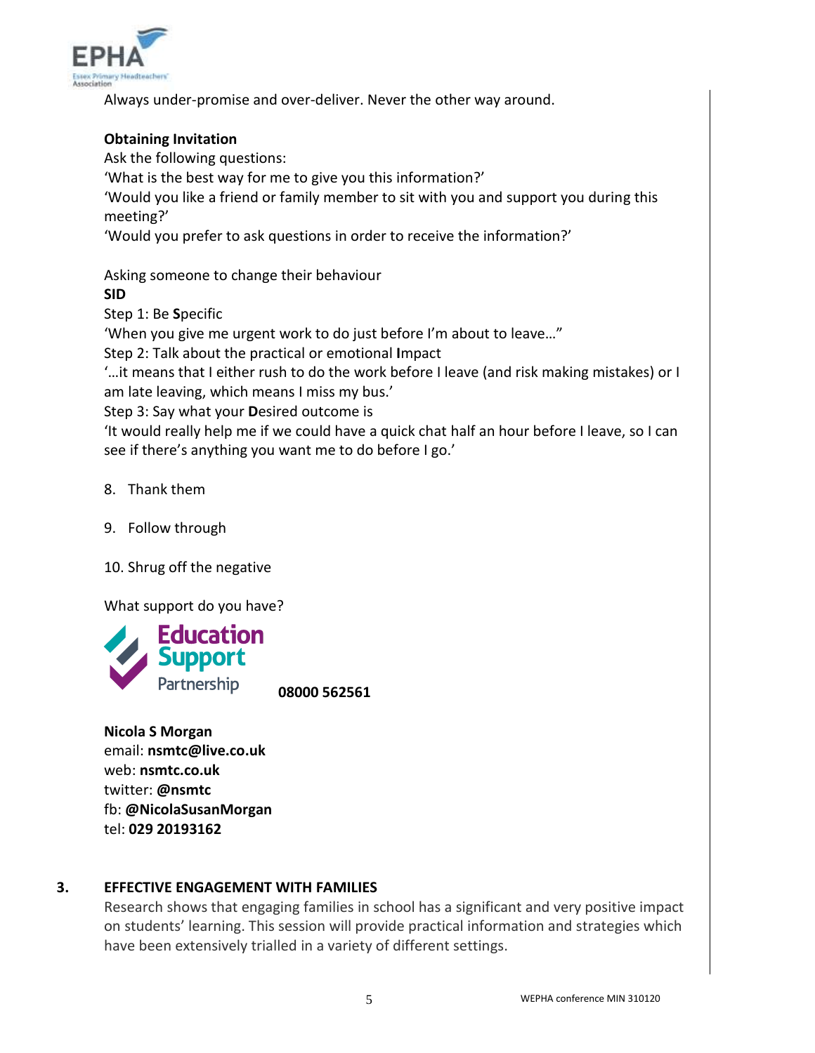Always under-promise and over-deliver. Never the other way around.

**Obtaining Invitation**

Ask the following questions:

'What is the best way for me to give you this information?'

'Would you like a friend or family member to sit with you and support you during this meeting?'

'Would you prefer to ask questions in order to receive the information?'

Asking someone to change their behaviour

**SID**

Step 1: Be **S**pecific

'When you give me urgent work to do just before I'm about to leave…"

Step 2: Talk about the practical or emotional **I**mpact

'…it means that I either rush to do the work before I leave (and risk making mistakes) or I am late leaving, which means I miss my bus.'

Step 3: Say what your **D**esired outcome is

'It would really help me if we could have a quick chat half an hour before I leave, so I can see if there's anything you want me to do before I go.'

8. Thank them

9. Follow through

10. Shrug off the negative

What support do you have?

Education Support Partnership **08000 562561**

**Nicola S Morgan**
email: **nsmtc@live.co.uk**
web: **nsmtc.co.uk**
twitter: **@nsmtc**
fb: **@NicolaSusanMorgan**
tel: **029 20193162**

## 3. EFFECTIVE ENGAGEMENT WITH FAMILIES

Research shows that engaging families in school has a significant and very positive impact on students' learning. This session will provide practical information and strategies which have been extensively trialled in a variety of different settings.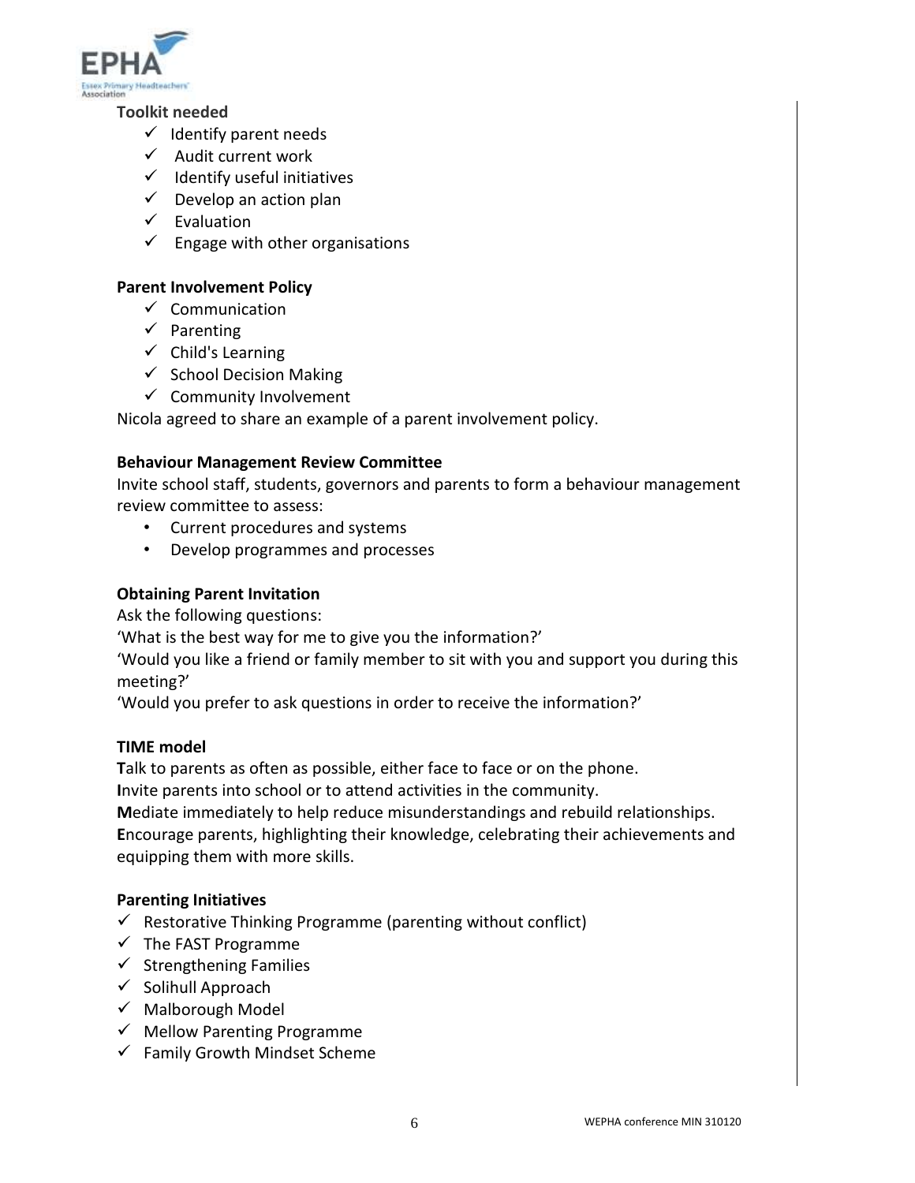**Toolkit needed**

- ✓ Identify parent needs
- ✓ Audit current work
- ✓ Identify useful initiatives
- ✓ Develop an action plan
- ✓ Evaluation
- ✓ Engage with other organisations

**Parent Involvement Policy**

- ✓ Communication
- ✓ Parenting
- ✓ Child's Learning
- ✓ School Decision Making
- ✓ Community Involvement

Nicola agreed to share an example of a parent involvement policy.

**Behaviour Management Review Committee**

Invite school staff, students, governors and parents to form a behaviour management review committee to assess:

- Current procedures and systems
- Develop programmes and processes

**Obtaining Parent Invitation**

Ask the following questions:

'What is the best way for me to give you the information?'

'Would you like a friend or family member to sit with you and support you during this meeting?'

'Would you prefer to ask questions in order to receive the information?'

**TIME model**

**T**alk to parents as often as possible, either face to face or on the phone.

**I**nvite parents into school or to attend activities in the community.

**M**ediate immediately to help reduce misunderstandings and rebuild relationships.

**E**ncourage parents, highlighting their knowledge, celebrating their achievements and equipping them with more skills.

**Parenting Initiatives**

- ✓ Restorative Thinking Programme (parenting without conflict)
- ✓ The FAST Programme
- ✓ Strengthening Families
- ✓ Solihull Approach
- ✓ Malborough Model
- ✓ Mellow Parenting Programme
- ✓ Family Growth Mindset Scheme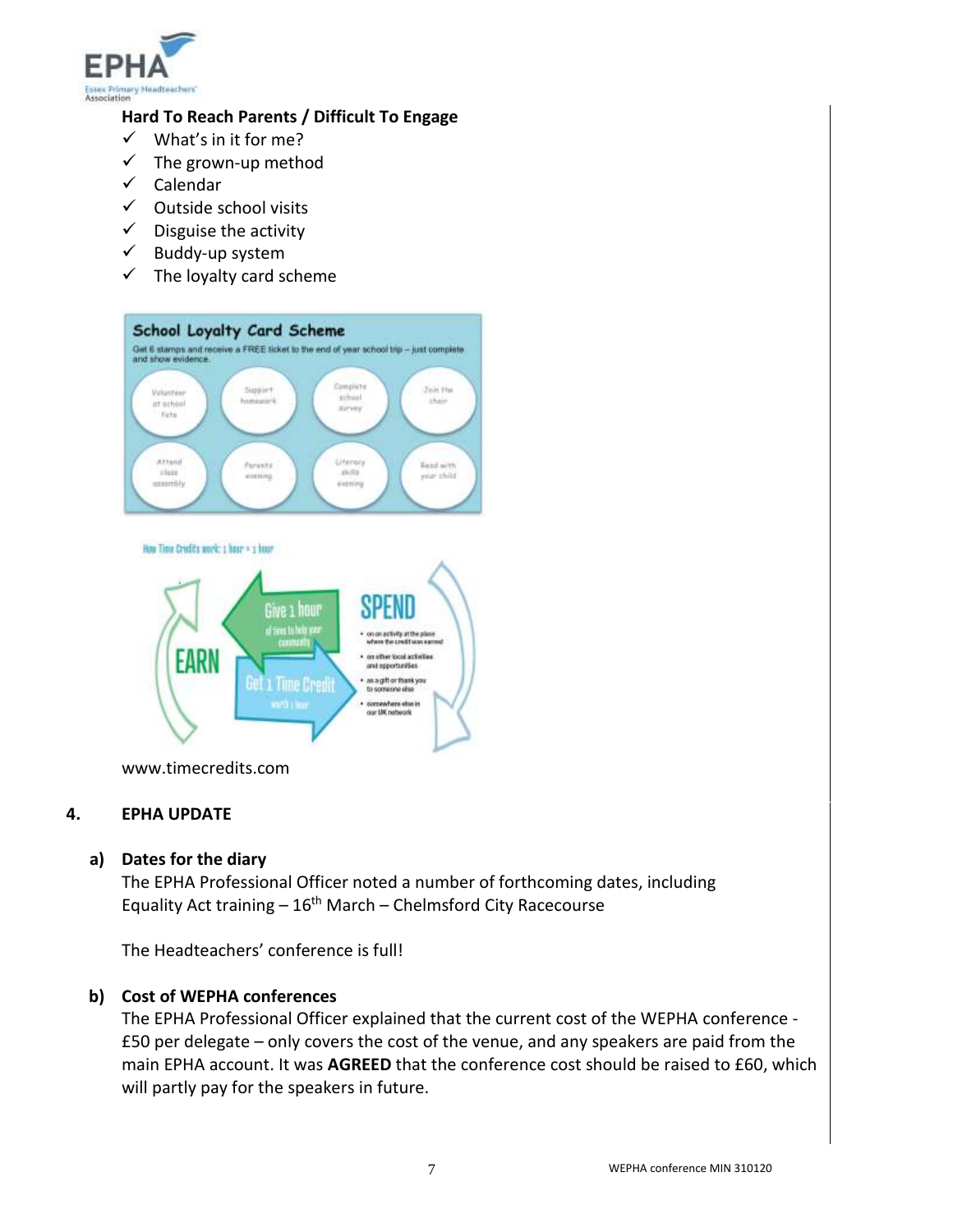**Hard To Reach Parents / Difficult To Engage**

- ✓ What's in it for me?
- ✓ The grown-up method
- ✓ Calendar
- ✓ Outside school visits
- ✓ Disguise the activity
- ✓ Buddy-up system
- ✓ The loyalty card scheme

**School Loyalty Card Scheme**

Get 6 stamps and receive a FREE ticket to the end of year school trip – just complete and show evidence.

Volunteer at school fete | Support homework | Complete school survey | Join the choir | Attend class assembly | Parents evening | Literacy skills evening | Read with your child

How Time Credits work: 1 hour = 1 hour

EARN — Give 1 hour of time to help your community — Get 1 Time Credit worth 1 hour

SPEND
- on an activity at the place where the credit was earned
- on other local activities and opportunities
- as a gift or thank you to someone else
- somewhere else in our UK network

www.timecredits.com

## 4. EPHA UPDATE

### a) Dates for the diary

The EPHA Professional Officer noted a number of forthcoming dates, including Equality Act training – 16th March – Chelmsford City Racecourse

The Headteachers' conference is full!

### b) Cost of WEPHA conferences

The EPHA Professional Officer explained that the current cost of the WEPHA conference - £50 per delegate – only covers the cost of the venue, and any speakers are paid from the main EPHA account. It was **AGREED** that the conference cost should be raised to £60, which will partly pay for the speakers in future.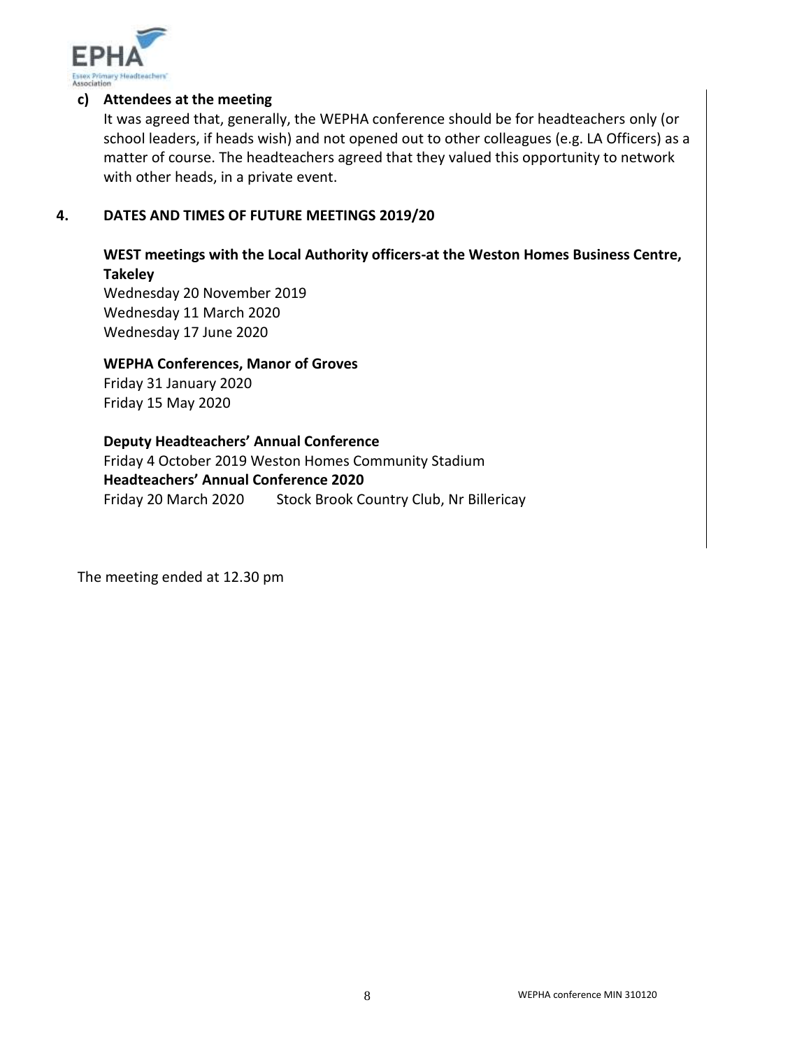**c) Attendees at the meeting**

It was agreed that, generally, the WEPHA conference should be for headteachers only (or school leaders, if heads wish) and not opened out to other colleagues (e.g. LA Officers) as a matter of course. The headteachers agreed that they valued this opportunity to network with other heads, in a private event.

## 4. DATES AND TIMES OF FUTURE MEETINGS 2019/20

**WEST meetings with the Local Authority officers-at the Weston Homes Business Centre, Takeley**

Wednesday 20 November 2019
Wednesday 11 March 2020
Wednesday 17 June 2020

**WEPHA Conferences, Manor of Groves**

Friday 31 January 2020
Friday 15 May 2020

**Deputy Headteachers' Annual Conference**

Friday 4 October 2019 Weston Homes Community Stadium

**Headteachers' Annual Conference 2020**

Friday 20 March 2020 Stock Brook Country Club, Nr Billericay

The meeting ended at 12.30 pm